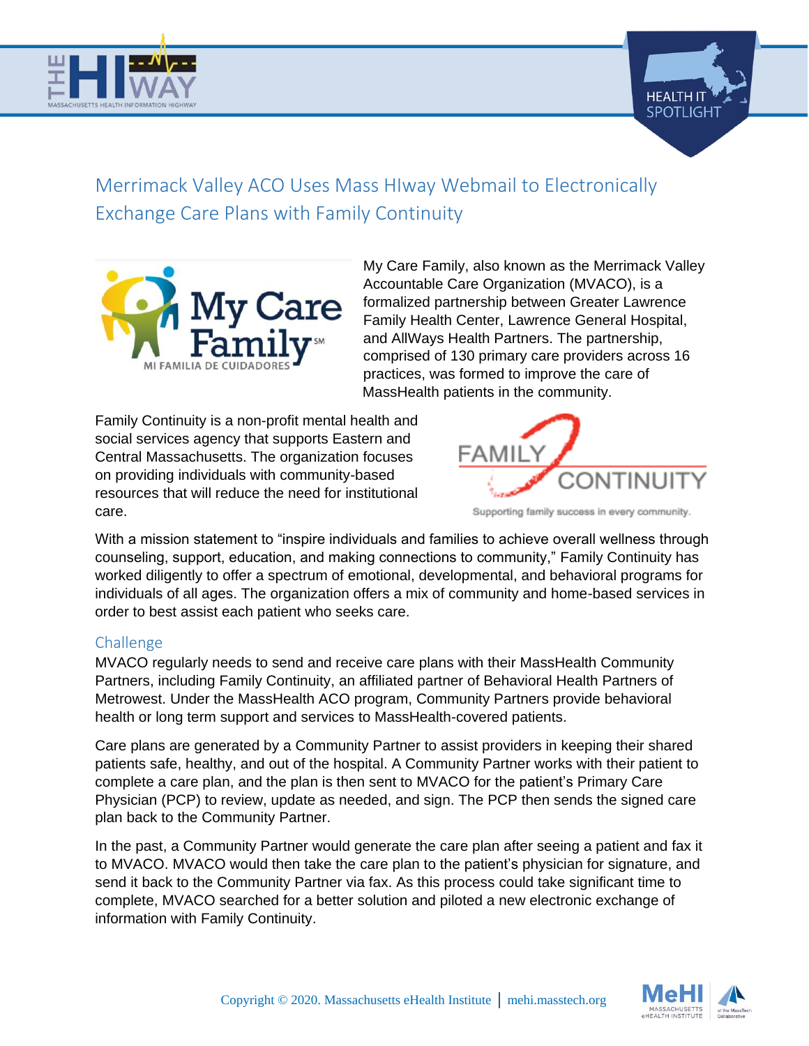# Merrimack Valley ACO Uses Mass HIway Webmail to Electronically Exchange Care Plans with Family Continuity

My Care Family, also known as the Merrimack Valley Accountable Care Organization (MVACO), is a formalized partnership between Greater Lawrence Family Health Center, Lawrence General Hospital, and AllWays Health Partners. The partnership, comprised of 130 primary care providers across 16 practices, was formed to improve the care of MassHealth patients in the community.

Family Continuity is a non-profit mental health and social services agency that supports Eastern and Central Massachusetts. The organization focuses on providing individuals with community-based resources that will reduce the need for institutional care.

With a mission statement to "inspire individuals and families to achieve overall wellness through counseling, support, education, and making connections to community," Family Continuity has worked diligently to offer a spectrum of emotional, developmental, and behavioral programs for individuals of all ages. The organization offers a mix of community and home-based services in order to best assist each patient who seeks care.

## Challenge

MVACO regularly needs to send and receive care plans with their MassHealth Community Partners, including Family Continuity, an affiliated partner of Behavioral Health Partners of Metrowest. Under the MassHealth ACO program, Community Partners provide behavioral health or long term support and services to MassHealth-covered patients.

Care plans are generated by a Community Partner to assist providers in keeping their shared patients safe, healthy, and out of the hospital. A Community Partner works with their patient to complete a care plan, and the plan is then sent to MVACO for the patient's Primary Care Physician (PCP) to review, update as needed, and sign. The PCP then sends the signed care plan back to the Community Partner.

In the past, a Community Partner would generate the care plan after seeing a patient and fax it to MVACO. MVACO would then take the care plan to the patient's physician for signature, and send it back to the Community Partner via fax. As this process could take significant time to complete, MVACO searched for a better solution and piloted a new electronic exchange of information with Family Continuity.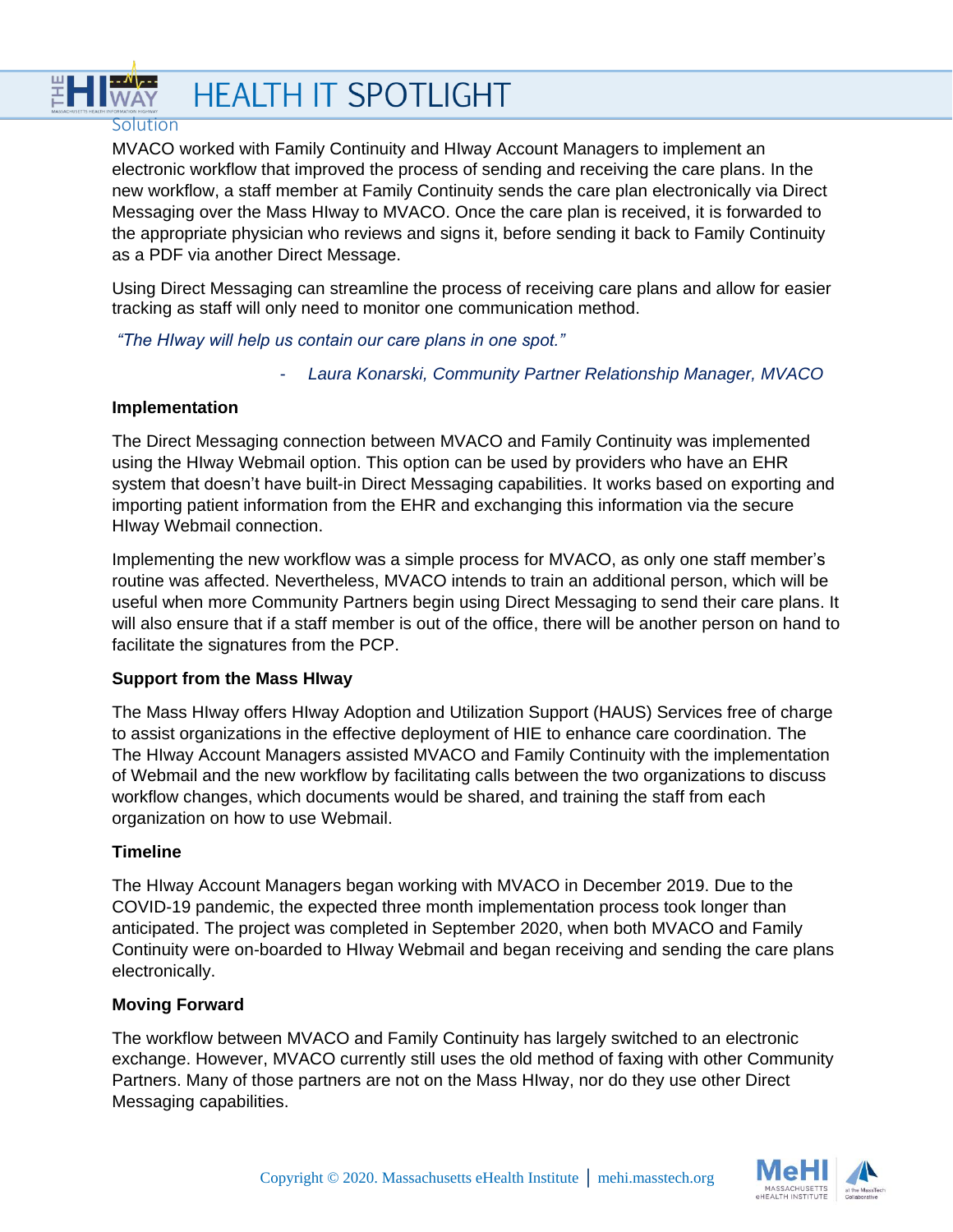### Solution

MVACO worked with Family Continuity and HIway Account Managers to implement an electronic workflow that improved the process of sending and receiving the care plans. In the new workflow, a staff member at Family Continuity sends the care plan electronically via Direct Messaging over the Mass HIway to MVACO. Once the care plan is received, it is forwarded to the appropriate physician who reviews and signs it, before sending it back to Family Continuity as a PDF via another Direct Message.

Using Direct Messaging can streamline the process of receiving care plans and allow for easier tracking as staff will only need to monitor one communication method.

*"The HIway will help us contain our care plans in one spot."*

> - *Laura Konarski, Community Partner Relationship Manager, MVACO*

**Implementation**

The Direct Messaging connection between MVACO and Family Continuity was implemented using the HIway Webmail option. This option can be used by providers who have an EHR system that doesn't have built-in Direct Messaging capabilities. It works based on exporting and importing patient information from the EHR and exchanging this information via the secure HIway Webmail connection.

Implementing the new workflow was a simple process for MVACO, as only one staff member's routine was affected. Nevertheless, MVACO intends to train an additional person, which will be useful when more Community Partners begin using Direct Messaging to send their care plans. It will also ensure that if a staff member is out of the office, there will be another person on hand to facilitate the signatures from the PCP.

**Support from the Mass HIway**

The Mass HIway offers HIway Adoption and Utilization Support (HAUS) Services free of charge to assist organizations in the effective deployment of HIE to enhance care coordination. The The HIway Account Managers assisted MVACO and Family Continuity with the implementation of Webmail and the new workflow by facilitating calls between the two organizations to discuss workflow changes, which documents would be shared, and training the staff from each organization on how to use Webmail.

**Timeline**

The HIway Account Managers began working with MVACO in December 2019. Due to the COVID-19 pandemic, the expected three month implementation process took longer than anticipated. The project was completed in September 2020, when both MVACO and Family Continuity were on-boarded to HIway Webmail and began receiving and sending the care plans electronically.

**Moving Forward**

The workflow between MVACO and Family Continuity has largely switched to an electronic exchange. However, MVACO currently still uses the old method of faxing with other Community Partners. Many of those partners are not on the Mass HIway, nor do they use other Direct Messaging capabilities.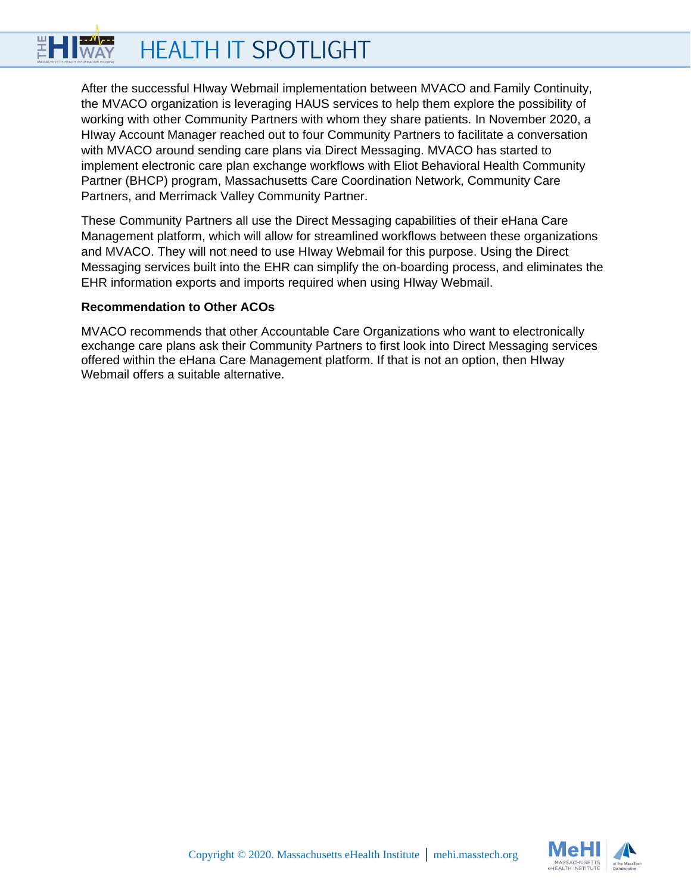After the successful HIway Webmail implementation between MVACO and Family Continuity, the MVACO organization is leveraging HAUS services to help them explore the possibility of working with other Community Partners with whom they share patients. In November 2020, a HIway Account Manager reached out to four Community Partners to facilitate a conversation with MVACO around sending care plans via Direct Messaging. MVACO has started to implement electronic care plan exchange workflows with Eliot Behavioral Health Community Partner (BHCP) program, Massachusetts Care Coordination Network, Community Care Partners, and Merrimack Valley Community Partner.

These Community Partners all use the Direct Messaging capabilities of their eHana Care Management platform, which will allow for streamlined workflows between these organizations and MVACO. They will not need to use HIway Webmail for this purpose. Using the Direct Messaging services built into the EHR can simplify the on-boarding process, and eliminates the EHR information exports and imports required when using HIway Webmail.

**Recommendation to Other ACOs**

MVACO recommends that other Accountable Care Organizations who want to electronically exchange care plans ask their Community Partners to first look into Direct Messaging services offered within the eHana Care Management platform. If that is not an option, then HIway Webmail offers a suitable alternative.